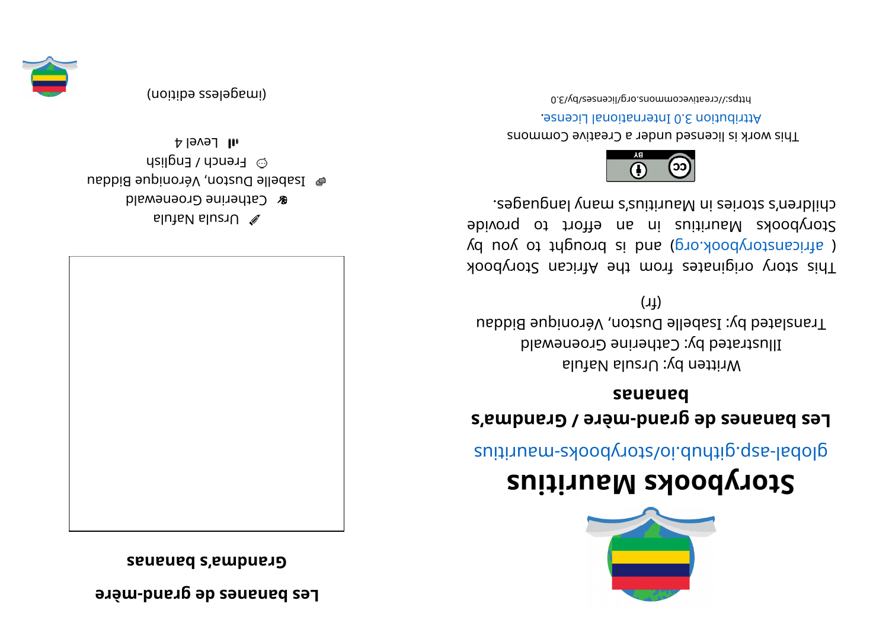# Les bananes de grand-mère

## Grandma's bananas

Ursula Nafula

Catherine Groenewald

Isabelle Duston, Véronique Biddau

French / English

Level 4

(imageless edition)

# Storybooks Mauritius

global-asp.github.io/storybooks-mauritius

**Les bananes de grand-mère / Grandma's bananas**

Written by: Ursula Nafula

Illustrated by: Catherine Groenewald

Translated by: Isabelle Duston, Véronique Biddau (fr)

This story originates from the African Storybook ( africanstorybook.org) and is brought to you by Storybooks Mauritius in an effort to provide children's stories in Mauritius's many languages.

This work is licensed under a Creative Commons Attribution 3.0 International License.

https://creativecommons.org/licenses/by/3.0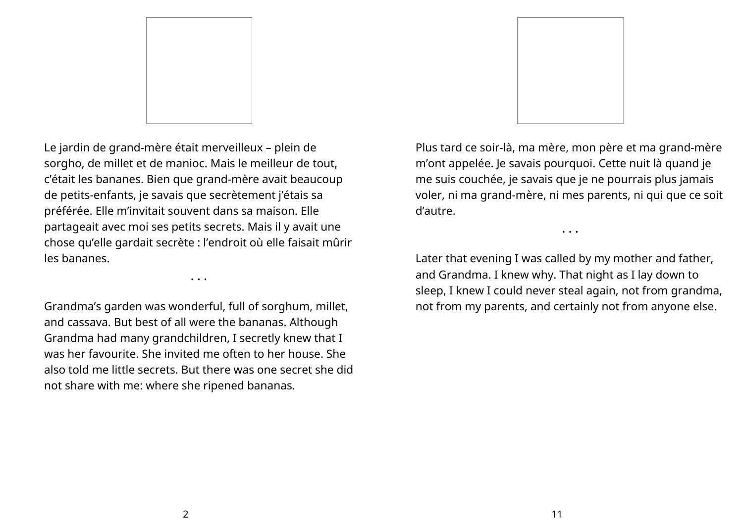Le jardin de grand-mère était merveilleux – plein de sorgho, de millet et de manioc. Mais le meilleur de tout, c’était les bananes. Bien que grand-mère avait beaucoup de petits-enfants, je savais que secrètement j’étais sa préférée. Elle m’invitait souvent dans sa maison. Elle partageait avec moi ses petits secrets. Mais il y avait une chose qu’elle gardait secrète : l’endroit où elle faisait mûrir les bananes.

• • •

Grandma’s garden was wonderful, full of sorghum, millet, and cassava. But best of all were the bananas. Although Grandma had many grandchildren, I secretly knew that I was her favourite. She invited me often to her house. She also told me little secrets. But there was one secret she did not share with me: where she ripened bananas.

Plus tard ce soir-là, ma mère, mon père et ma grand-mère m’ont appelée. Je savais pourquoi. Cette nuit là quand je me suis couchée, je savais que je ne pourrais plus jamais voler, ni ma grand-mère, ni mes parents, ni qui que ce soit d’autre.

• • •

Later that evening I was called by my mother and father, and Grandma. I knew why. That night as I lay down to sleep, I knew I could never steal again, not from grandma, not from my parents, and certainly not from anyone else.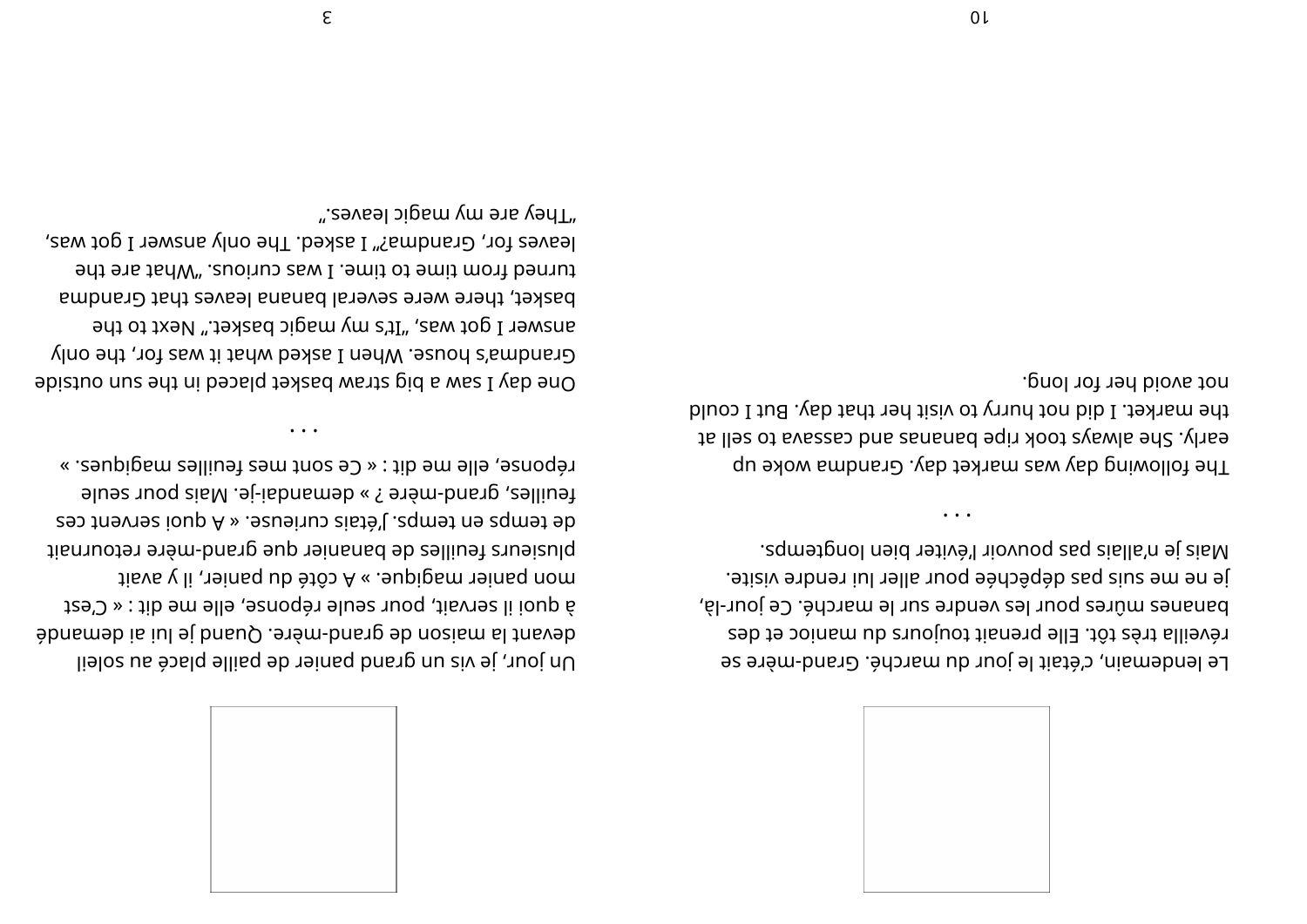Le lendemain, c'était le jour du marché. Grand-mère se réveilla très tôt. Elle prenait toujours du manioc et des bananes mûres pour les vendre sur le marché. Ce jour-là, je ne me suis pas dépêchée pour aller lui rendre visite. Mais je n'allais pas pouvoir l'éviter bien longtemps.

. . .

The following day was market day. Grandma woke up early. She always took ripe bananas and cassava to sell at the market. I did not hurry to visit her that day. But I could not avoid her for long.

Un jour, je vis un grand panier de paille placé au soleil devant la maison de grand-mère. Quand je lui ai demandé à quoi il servait, pour seule réponse, elle me dit : « C'est mon panier magique. » À côté du panier, il y avait plusieurs feuilles de bananier que grand-mère retournait de temps en temps. J'étais curieuse. « À quoi servent ces feuilles, grand-mère ? » demandai-je. Mais pour seule réponse, elle me dit : « Ce sont mes feuilles magiques. »

. . .

One day I saw a big straw basket placed in the sun outside Grandma's house. When I asked what it was for, the only answer I got was, "It's my magic basket." Next to the basket, there were several banana leaves that Grandma turned from time to time. I was curious. "What are the leaves for, Grandma?" I asked. The only answer I got was, "They are my magic leaves."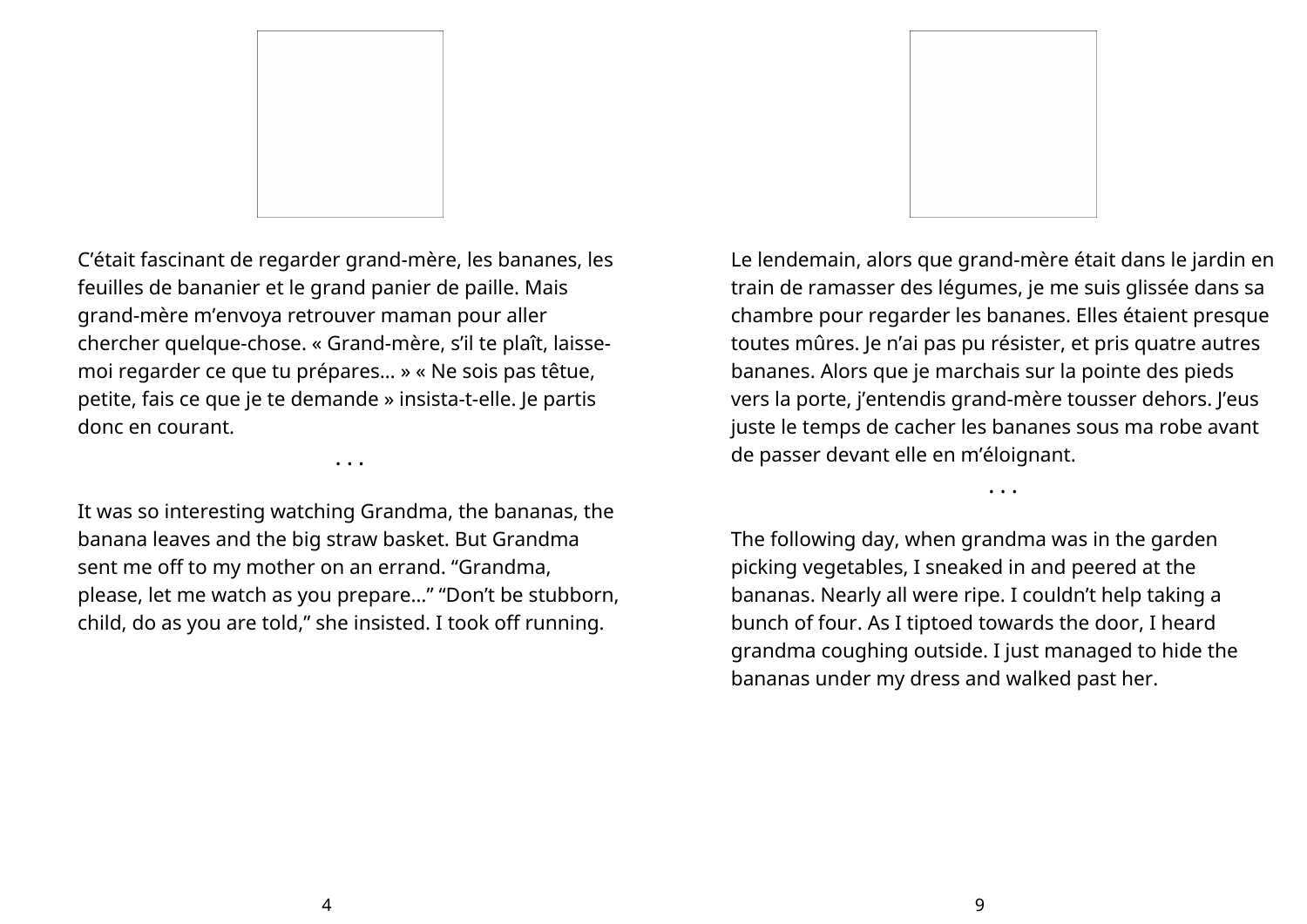C'était fascinant de regarder grand-mère, les bananes, les feuilles de bananier et le grand panier de paille. Mais grand-mère m'envoya retrouver maman pour aller chercher quelque-chose. « Grand-mère, s'il te plaît, laisse-moi regarder ce que tu prépares… » « Ne sois pas têtue, petite, fais ce que je te demande » insista-t-elle. Je partis donc en courant.

• • •

It was so interesting watching Grandma, the bananas, the banana leaves and the big straw basket. But Grandma sent me off to my mother on an errand. "Grandma, please, let me watch as you prepare…" "Don't be stubborn, child, do as you are told," she insisted. I took off running.

Le lendemain, alors que grand-mère était dans le jardin en train de ramasser des légumes, je me suis glissée dans sa chambre pour regarder les bananes. Elles étaient presque toutes mûres. Je n'ai pas pu résister, et pris quatre autres bananes. Alors que je marchais sur la pointe des pieds vers la porte, j'entendis grand-mère tousser dehors. J'eus juste le temps de cacher les bananes sous ma robe avant de passer devant elle en m'éloignant.

• • •

The following day, when grandma was in the garden picking vegetables, I sneaked in and peered at the bananas. Nearly all were ripe. I couldn't help taking a bunch of four. As I tiptoed towards the door, I heard grandma coughing outside. I just managed to hide the bananas under my dress and walked past her.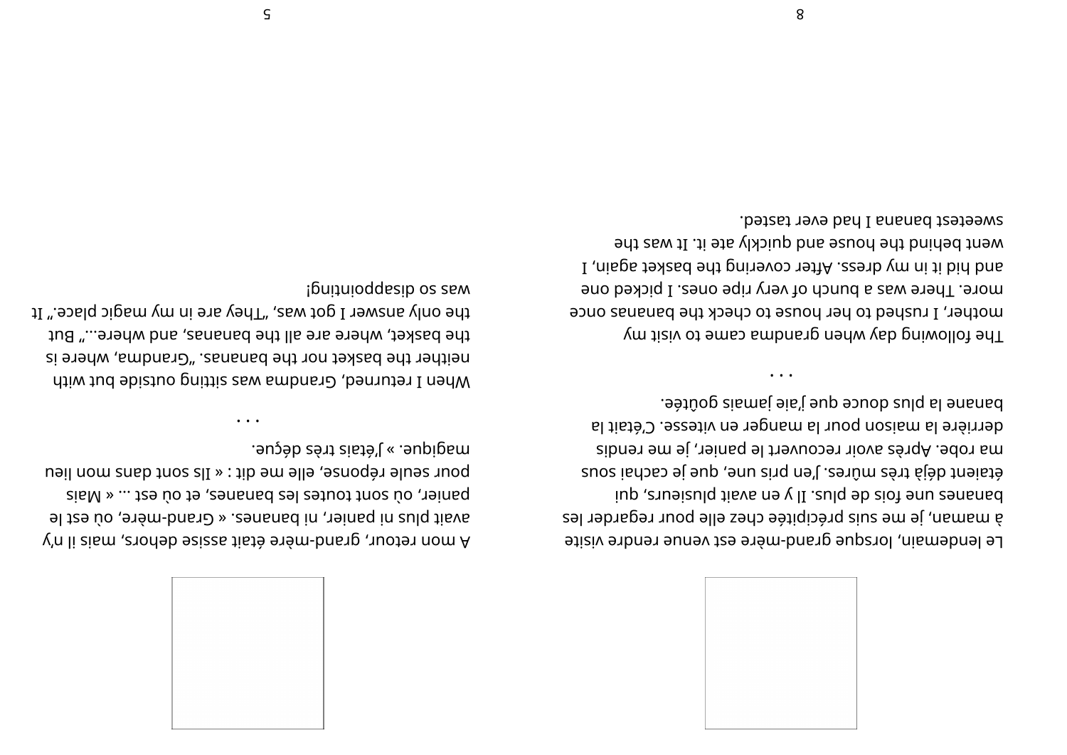Le lendemain, lorsque grand-mère est venue rendre visite à maman, je me suis précipitée chez elle pour regarder les bananes une fois de plus. Il y en avait plusieurs, qui étaient déjà très mûres. J'en pris une, que je cachai sous ma robe. Après avoir recouvert le panier, je me rendis derrière la maison pour la manger en vitesse. C'était la banane la plus douce que j'aie jamais goûtée.

. . .

The following day when grandma came to visit my mother, I rushed to her house to check the bananas once more. There was a bunch of very ripe ones. I picked one and hid it in my dress. After covering the basket again, I went behind the house and quickly ate it. It was the sweetest banana I had ever tasted.

A mon retour, grand-mère était assise dehors, mais il n'y avait plus ni panier, ni bananes. « Grand-mère, où est le panier, où sont toutes les bananes, et où est ... « Mais pour seule réponse, elle me dit : « Ils sont dans mon lieu magique. » J'étais très déçue.

. . .

When I returned, Grandma was sitting outside but with neither the basket nor the bananas. "Grandma, where is the basket, where are all the bananas, and where…" But the only answer I got was, "They are in my magic place." It was so disappointing!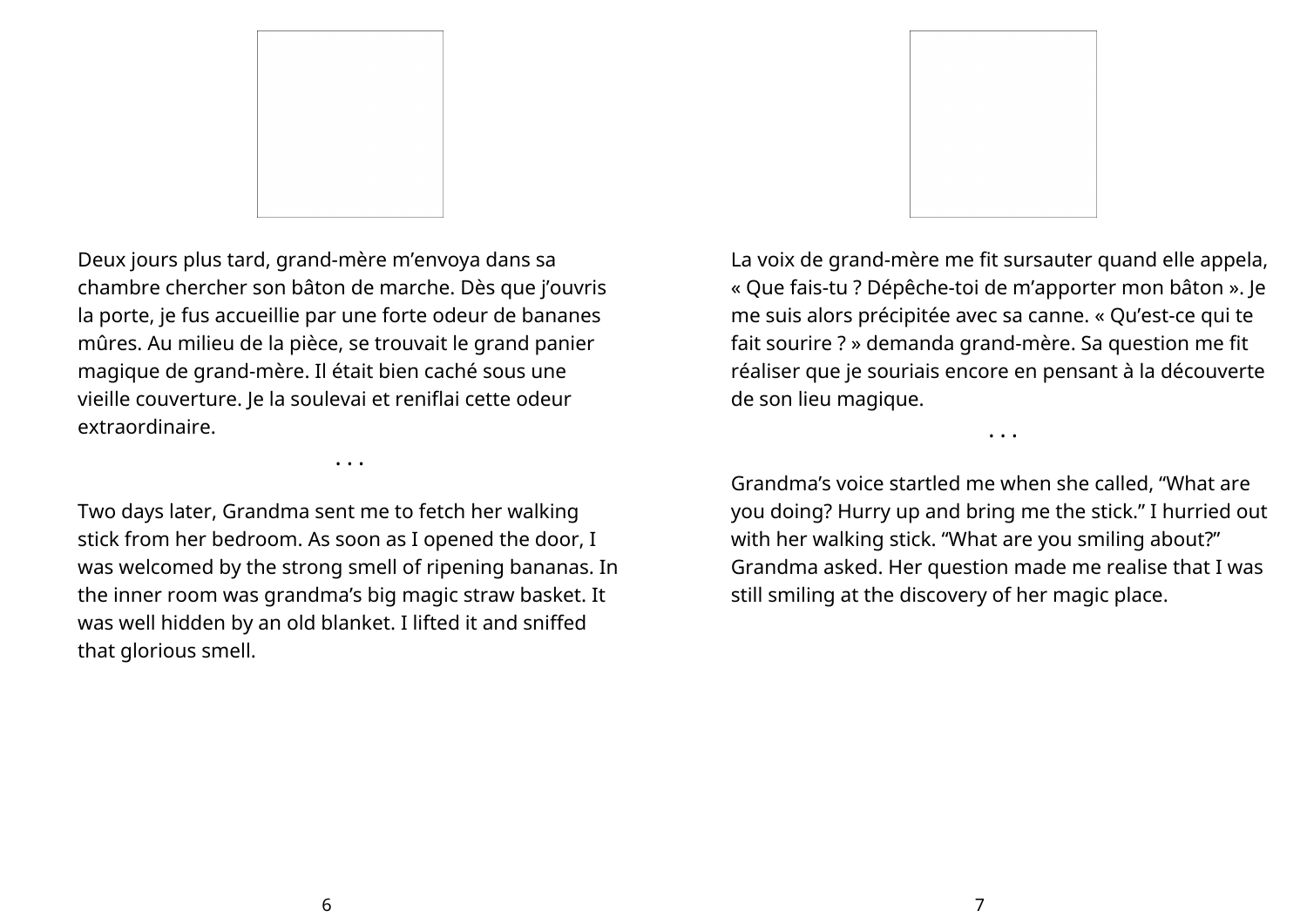Deux jours plus tard, grand-mère m'envoya dans sa chambre chercher son bâton de marche. Dès que j'ouvris la porte, je fus accueillie par une forte odeur de bananes mûres. Au milieu de la pièce, se trouvait le grand panier magique de grand-mère. Il était bien caché sous une vieille couverture. Je la soulevai et reniflai cette odeur extraordinaire.

. . .

Two days later, Grandma sent me to fetch her walking stick from her bedroom. As soon as I opened the door, I was welcomed by the strong smell of ripening bananas. In the inner room was grandma's big magic straw basket. It was well hidden by an old blanket. I lifted it and sniffed that glorious smell.

La voix de grand-mère me fit sursauter quand elle appela, « Que fais-tu ? Dépêche-toi de m'apporter mon bâton ». Je me suis alors précipitée avec sa canne. « Qu'est-ce qui te fait sourire ? » demanda grand-mère. Sa question me fit réaliser que je souriais encore en pensant à la découverte de son lieu magique.

. . .

Grandma's voice startled me when she called, "What are you doing? Hurry up and bring me the stick." I hurried out with her walking stick. "What are you smiling about?" Grandma asked. Her question made me realise that I was still smiling at the discovery of her magic place.